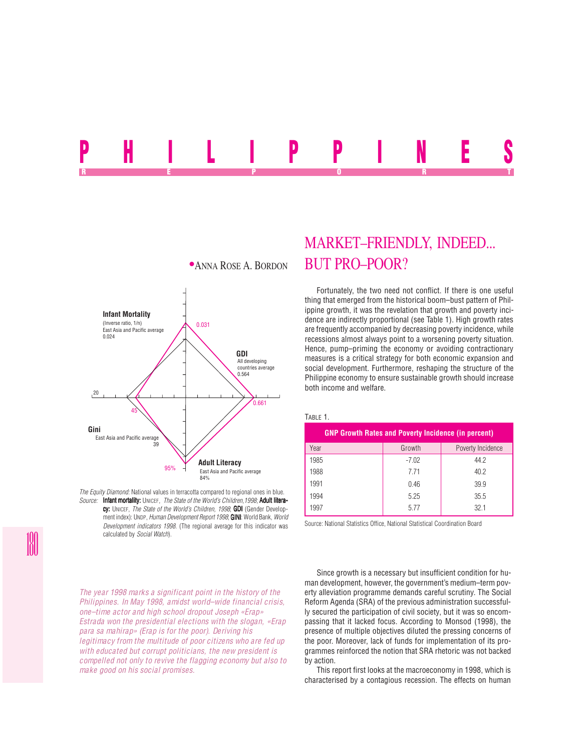# PHILIPPINES

REPORT

# MARKET–FRIENDLY, INDEED... BUT PRO–POOR?

•ANNA ROSE A. BORDON

Infant Mortality (Inverse ratio, 1/n) East Asia and Pacific average 0.024 — 0.031

GDI All developing countries average 0.564 — 0.661

Gini East Asia and Pacific average 39 — 45

Adult Literacy East Asia and Pacific average 84% — 95%

*The Equity Diamond:* National values in terracotta compared to regional ones in blue.

*Source:* **Infant mortality:** UNICEF, *The State of the World's Children,1998*; **Adult literacy:** UNICEF, *The State of the World's Children, 1998*; **GDI** (Gender Development index): UNDP, *Human Development Report 1998*; **GINI**: World Bank, *World Development indicators 1998*. (The regional average for this indicator was calculated by *Social Watch*).

*The year 1998 marks a significant point in the history of the Philippines. In May 1998, amidst world–wide financial crisis, one–time actor and high school dropout Joseph «Erap» Estrada won the presidential elections with the slogan, «Erap para sa mahirap» (Erap is for the poor). Deriving his legitimacy from the multitude of poor citizens who are fed up with educated but corrupt politicians, the new president is compelled not only to revive the flagging economy but also to make good on his social promises.*

Fortunately, the two need not conflict. If there is one useful thing that emerged from the historical boom–bust pattern of Philippine growth, it was the revelation that growth and poverty incidence are indirectly proportional (see Table 1). High growth rates are frequently accompanied by decreasing poverty incidence, while recessions almost always point to a worsening poverty situation. Hence, pump–priming the economy or avoiding contractionary measures is a critical strategy for both economic expansion and social development. Furthermore, reshaping the structure of the Philippine economy to ensure sustainable growth should increase both income and welfare.

TABLE 1.

**GNP Growth Rates and Poverty Incidence (in percent)**

| Year | Growth | Poverty Incidence |
|---|---|---|
| 1985 | -7.02 | 44.2 |
| 1988 | 7.71 | 40.2 |
| 1991 | 0.46 | 39.9 |
| 1994 | 5.25 | 35.5 |
| 1997 | 5.77 | 32.1 |

Source: National Statistics Office, National Statistical Coordination Board

Since growth is a necessary but insufficient condition for human development, however, the government's medium–term poverty alleviation programme demands careful scrutiny. The Social Reform Agenda (SRA) of the previous administration successfully secured the participation of civil society, but it was so encompassing that it lacked focus. According to Monsod (1998), the presence of multiple objectives diluted the pressing concerns of the poor. Moreover, lack of funds for implementation of its programmes reinforced the notion that SRA rhetoric was not backed by action.

This report first looks at the macroeconomy in 1998, which is characterised by a contagious recession. The effects on human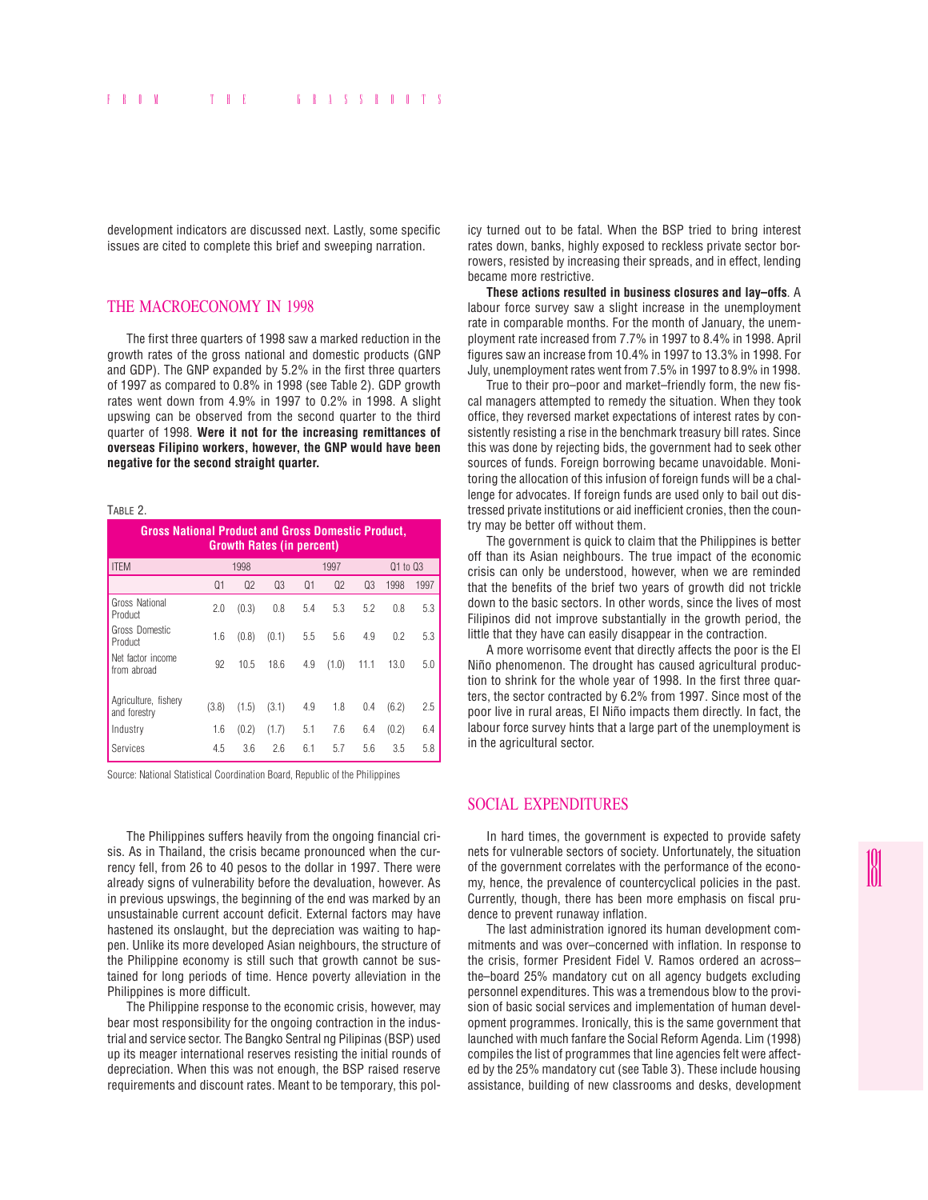development indicators are discussed next. Lastly, some specific issues are cited to complete this brief and sweeping narration.

## THE MACROECONOMY IN 1998

The first three quarters of 1998 saw a marked reduction in the growth rates of the gross national and domestic products (GNP and GDP). The GNP expanded by 5.2% in the first three quarters of 1997 as compared to 0.8% in 1998 (see Table 2). GDP growth rates went down from 4.9% in 1997 to 0.2% in 1998. A slight upswing can be observed from the second quarter to the third quarter of 1998. **Were it not for the increasing remittances of overseas Filipino workers, however, the GNP would have been negative for the second straight quarter.**

TABLE 2.

**Gross National Product and Gross Domestic Product, Growth Rates (in percent)**

| ITEM | 1998 | | | 1997 | | | Q1 to Q3 | |
|---|---|---|---|---|---|---|---|---|
| | Q1 | Q2 | Q3 | Q1 | Q2 | Q3 | 1998 | 1997 |
| Gross National Product | 2.0 | (0.3) | 0.8 | 5.4 | 5.3 | 5.2 | 0.8 | 5.3 |
| Gross Domestic Product | 1.6 | (0.8) | (0.1) | 5.5 | 5.6 | 4.9 | 0.2 | 5.3 |
| Net factor income from abroad | 92 | 10.5 | 18.6 | 4.9 | (1.0) | 11.1 | 13.0 | 5.0 |
| Agriculture, fishery and forestry | (3.8) | (1.5) | (3.1) | 4.9 | 1.8 | 0.4 | (6.2) | 2.5 |
| Industry | 1.6 | (0.2) | (1.7) | 5.1 | 7.6 | 6.4 | (0.2) | 6.4 |
| Services | 4.5 | 3.6 | 2.6 | 6.1 | 5.7 | 5.6 | 3.5 | 5.8 |

Source: National Statistical Coordination Board, Republic of the Philippines

The Philippines suffers heavily from the ongoing financial crisis. As in Thailand, the crisis became pronounced when the currency fell, from 26 to 40 pesos to the dollar in 1997. There were already signs of vulnerability before the devaluation, however. As in previous upswings, the beginning of the end was marked by an unsustainable current account deficit. External factors may have hastened its onslaught, but the depreciation was waiting to happen. Unlike its more developed Asian neighbours, the structure of the Philippine economy is still such that growth cannot be sustained for long periods of time. Hence poverty alleviation in the Philippines is more difficult.

The Philippine response to the economic crisis, however, may bear most responsibility for the ongoing contraction in the industrial and service sector. The Bangko Sentral ng Pilipinas (BSP) used up its meager international reserves resisting the initial rounds of depreciation. When this was not enough, the BSP raised reserve requirements and discount rates. Meant to be temporary, this policy turned out to be fatal. When the BSP tried to bring interest rates down, banks, highly exposed to reckless private sector borrowers, resisted by increasing their spreads, and in effect, lending became more restrictive.

**These actions resulted in business closures and lay–offs**. A labour force survey saw a slight increase in the unemployment rate in comparable months. For the month of January, the unemployment rate increased from 7.7% in 1997 to 8.4% in 1998. April figures saw an increase from 10.4% in 1997 to 13.3% in 1998. For July, unemployment rates went from 7.5% in 1997 to 8.9% in 1998.

True to their pro–poor and market–friendly form, the new fiscal managers attempted to remedy the situation. When they took office, they reversed market expectations of interest rates by consistently resisting a rise in the benchmark treasury bill rates. Since this was done by rejecting bids, the government had to seek other sources of funds. Foreign borrowing became unavoidable. Monitoring the allocation of this infusion of foreign funds will be a challenge for advocates. If foreign funds are used only to bail out distressed private institutions or aid inefficient cronies, then the country may be better off without them.

The government is quick to claim that the Philippines is better off than its Asian neighbours. The true impact of the economic crisis can only be understood, however, when we are reminded that the benefits of the brief two years of growth did not trickle down to the basic sectors. In other words, since the lives of most Filipinos did not improve substantially in the growth period, the little that they have can easily disappear in the contraction.

A more worrisome event that directly affects the poor is the El Niño phenomenon. The drought has caused agricultural production to shrink for the whole year of 1998. In the first three quarters, the sector contracted by 6.2% from 1997. Since most of the poor live in rural areas, El Niño impacts them directly. In fact, the labour force survey hints that a large part of the unemployment is in the agricultural sector.

## SOCIAL EXPENDITURES

In hard times, the government is expected to provide safety nets for vulnerable sectors of society. Unfortunately, the situation of the government correlates with the performance of the economy, hence, the prevalence of countercyclical policies in the past. Currently, though, there has been more emphasis on fiscal prudence to prevent runaway inflation.

The last administration ignored its human development commitments and was over–concerned with inflation. In response to the crisis, former President Fidel V. Ramos ordered an across–the–board 25% mandatory cut on all agency budgets excluding personnel expenditures. This was a tremendous blow to the provision of basic social services and implementation of human development programmes. Ironically, this is the same government that launched with much fanfare the Social Reform Agenda. Lim (1998) compiles the list of programmes that line agencies felt were affected by the 25% mandatory cut (see Table 3). These include housing assistance, building of new classrooms and desks, development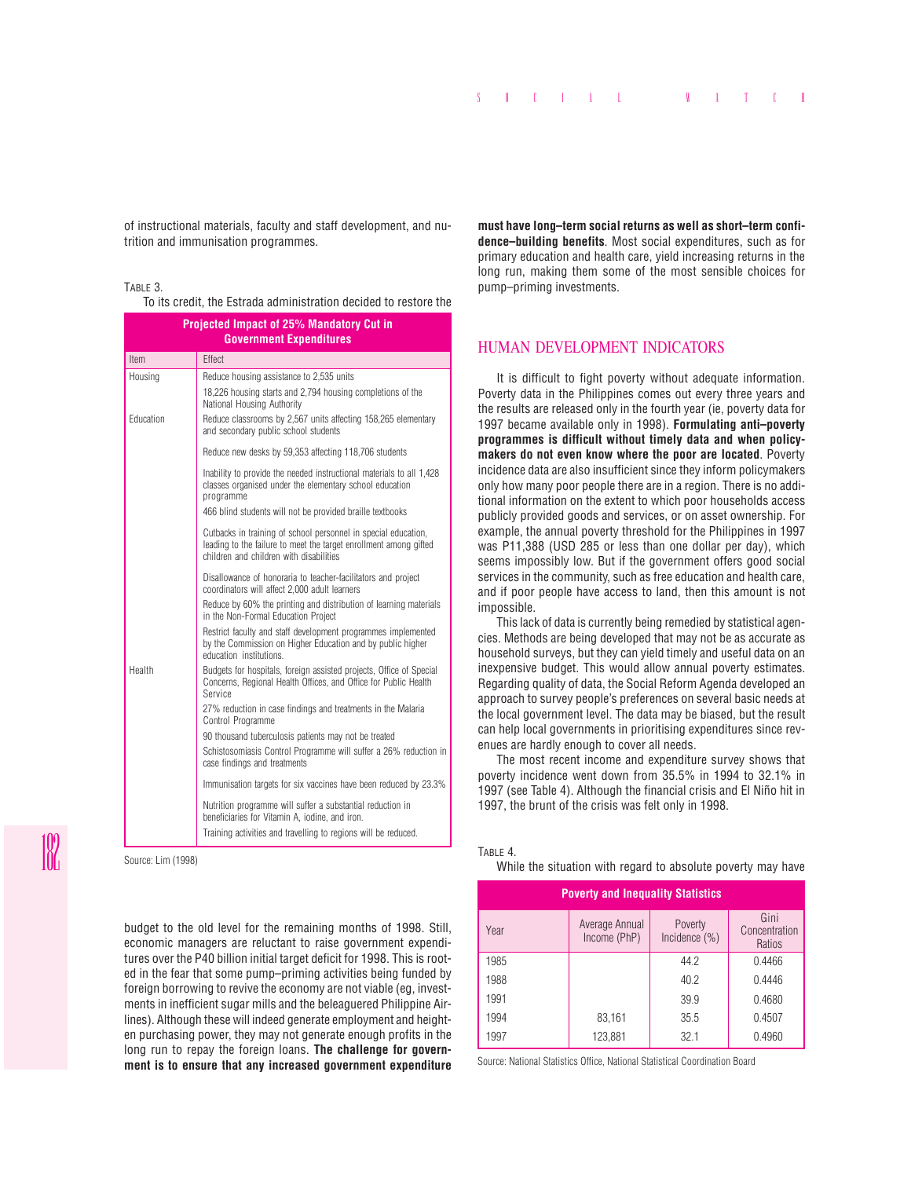of instructional materials, faculty and staff development, and nutrition and immunisation programmes.

Table 3.

| Projected Impact of 25% Mandatory Cut in Government Expenditures | |
|---|---|
| Item | Effect |
| Housing | Reduce housing assistance to 2,535 units |
| | 18,226 housing starts and 2,794 housing completions of the National Housing Authority |
| Education | Reduce classrooms by 2,567 units affecting 158,265 elementary and secondary public school students |
| | Reduce new desks by 59,353 affecting 118,706 students |
| | Inability to provide the needed instructional materials to all 1,428 classes organised under the elementary school education programme |
| | 466 blind students will not be provided braille textbooks |
| | Cutbacks in training of school personnel in special education, leading to the failure to meet the target enrollment among gifted children and children with disabilities |
| | Disallowance of honoraria to teacher-facilitators and project coordinators will affect 2,000 adult learners |
| | Reduce by 60% the printing and distribution of learning materials in the Non-Formal Education Project |
| | Restrict faculty and staff development programmes implemented by the Commission on Higher Education and by public higher education institutions. |
| Health | Budgets for hospitals, foreign assisted projects, Office of Special Concerns, Regional Health Offices, and Office for Public Health Service |
| | 27% reduction in case findings and treatments in the Malaria Control Programme |
| | 90 thousand tuberculosis patients may not be treated |
| | Schistosomiasis Control Programme will suffer a 26% reduction in case findings and treatments |
| | Immunisation targets for six vaccines have been reduced by 23.3% |
| | Nutrition programme will suffer a substantial reduction in beneficiaries for Vitamin A, iodine, and iron. |
| | Training activities and travelling to regions will be reduced. |

Source: Lim (1998)

To its credit, the Estrada administration decided to restore the budget to the old level for the remaining months of 1998. Still, economic managers are reluctant to raise government expenditures over the P40 billion initial target deficit for 1998. This is rooted in the fear that some pump–priming activities being funded by foreign borrowing to revive the economy are not viable (eg, investments in inefficient sugar mills and the beleaguered Philippine Airlines). Although these will indeed generate employment and heighten purchasing power, they may not generate enough profits in the long run to repay the foreign loans. **The challenge for government is to ensure that any increased government expenditure must have long–term social returns as well as short–term confidence–building benefits**. Most social expenditures, such as for primary education and health care, yield increasing returns in the long run, making them some of the most sensible choices for pump–priming investments.

## HUMAN DEVELOPMENT INDICATORS

It is difficult to fight poverty without adequate information. Poverty data in the Philippines comes out every three years and the results are released only in the fourth year (ie, poverty data for 1997 became available only in 1998). **Formulating anti–poverty programmes is difficult without timely data and when policymakers do not even know where the poor are located**. Poverty incidence data are also insufficient since they inform policymakers only how many poor people there are in a region. There is no additional information on the extent to which poor households access publicly provided goods and services, or on asset ownership. For example, the annual poverty threshold for the Philippines in 1997 was P11,388 (USD 285 or less than one dollar per day), which seems impossibly low. But if the government offers good social services in the community, such as free education and health care, and if poor people have access to land, then this amount is not impossible.

This lack of data is currently being remedied by statistical agencies. Methods are being developed that may not be as accurate as household surveys, but they can yield timely and useful data on an inexpensive budget. This would allow annual poverty estimates. Regarding quality of data, the Social Reform Agenda developed an approach to survey people's preferences on several basic needs at the local government level. The data may be biased, but the result can help local governments in prioritising expenditures since revenues are hardly enough to cover all needs.

The most recent income and expenditure survey shows that poverty incidence went down from 35.5% in 1994 to 32.1% in 1997 (see Table 4). Although the financial crisis and El Niño hit in 1997, the brunt of the crisis was felt only in 1998.

Table 4.

| Poverty and Inequality Statistics | | | |
|---|---|---|---|
| Year | Average Annual Income (PhP) | Poverty Incidence (%) | Gini Concentration Ratios |
| 1985 | | 44.2 | 0.4466 |
| 1988 | | 40.2 | 0.4446 |
| 1991 | | 39.9 | 0.4680 |
| 1994 | 83,161 | 35.5 | 0.4507 |
| 1997 | 123,881 | 32.1 | 0.4960 |

Source: National Statistics Office, National Statistical Coordination Board

While the situation with regard to absolute poverty may have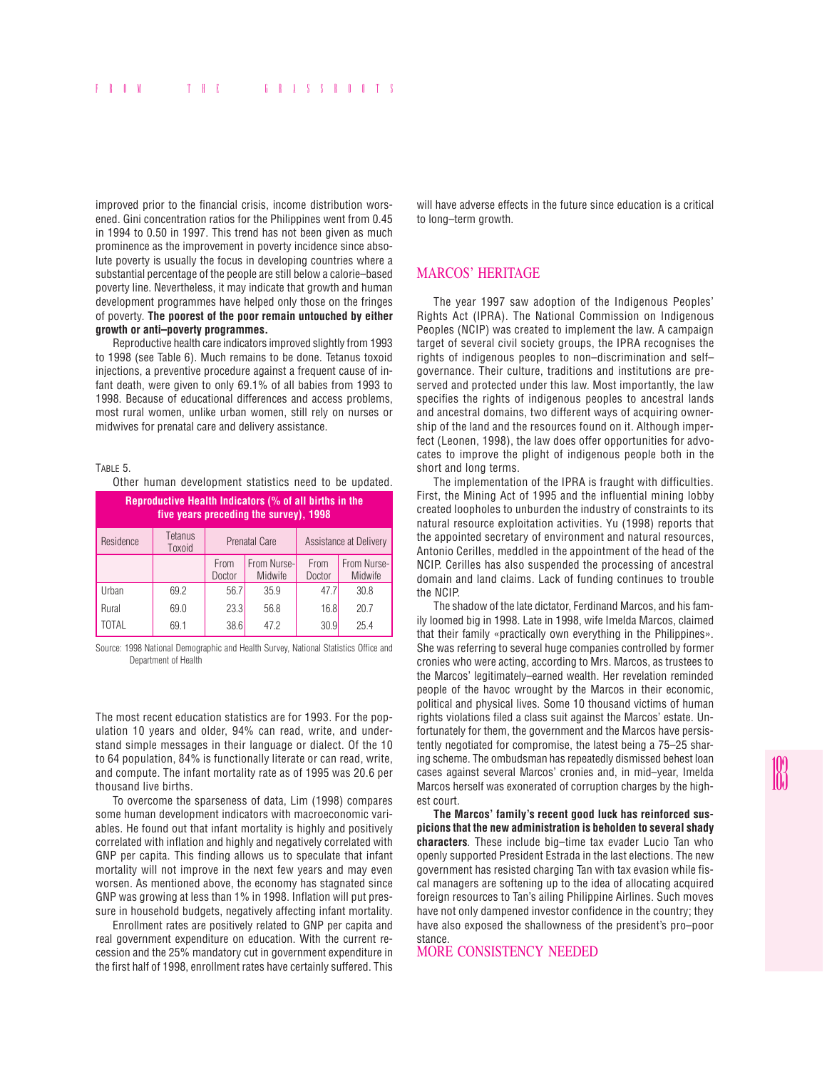improved prior to the financial crisis, income distribution worsened. Gini concentration ratios for the Philippines went from 0.45 in 1994 to 0.50 in 1997. This trend has not been given as much prominence as the improvement in poverty incidence since absolute poverty is usually the focus in developing countries where a substantial percentage of the people are still below a calorie–based poverty line. Nevertheless, it may indicate that growth and human development programmes have helped only those on the fringes of poverty. **The poorest of the poor remain untouched by either growth or anti–poverty programmes.**

Reproductive health care indicators improved slightly from 1993 to 1998 (see Table 6). Much remains to be done. Tetanus toxoid injections, a preventive procedure against a frequent cause of infant death, were given to only 69.1% of all babies from 1993 to 1998. Because of educational differences and access problems, most rural women, unlike urban women, still rely on nurses or midwives for prenatal care and delivery assistance.

TABLE 5.

Other human development statistics need to be updated.

**Reproductive Health Indicators (% of all births in the five years preceding the survey), 1998**

| Residence | Tetanus Toxoid | Prenatal Care | | Assistance at Delivery | |
|---|---|---|---|---|---|
| | | From Doctor | From Nurse-Midwife | From Doctor | From Nurse-Midwife |
| Urban | 69.2 | 56.7 | 35.9 | 47.7 | 30.8 |
| Rural | 69.0 | 23.3 | 56.8 | 16.8 | 20.7 |
| TOTAL | 69.1 | 38.6 | 47.2 | 30.9 | 25.4 |

Source: 1998 National Demographic and Health Survey, National Statistics Office and Department of Health

The most recent education statistics are for 1993. For the population 10 years and older, 94% can read, write, and understand simple messages in their language or dialect. Of the 10 to 64 population, 84% is functionally literate or can read, write, and compute. The infant mortality rate as of 1995 was 20.6 per thousand live births.

To overcome the sparseness of data, Lim (1998) compares some human development indicators with macroeconomic variables. He found out that infant mortality is highly and positively correlated with inflation and highly and negatively correlated with GNP per capita. This finding allows us to speculate that infant mortality will not improve in the next few years and may even worsen. As mentioned above, the economy has stagnated since GNP was growing at less than 1% in 1998. Inflation will put pressure in household budgets, negatively affecting infant mortality.

Enrollment rates are positively related to GNP per capita and real government expenditure on education. With the current recession and the 25% mandatory cut in government expenditure in the first half of 1998, enrollment rates have certainly suffered. This will have adverse effects in the future since education is a critical to long–term growth.

## MARCOS' HERITAGE

The year 1997 saw adoption of the Indigenous Peoples' Rights Act (IPRA). The National Commission on Indigenous Peoples (NCIP) was created to implement the law. A campaign target of several civil society groups, the IPRA recognises the rights of indigenous peoples to non–discrimination and self–governance. Their culture, traditions and institutions are preserved and protected under this law. Most importantly, the law specifies the rights of indigenous peoples to ancestral lands and ancestral domains, two different ways of acquiring ownership of the land and the resources found on it. Although imperfect (Leonen, 1998), the law does offer opportunities for advocates to improve the plight of indigenous people both in the short and long terms.

The implementation of the IPRA is fraught with difficulties. First, the Mining Act of 1995 and the influential mining lobby created loopholes to unburden the industry of constraints to its natural resource exploitation activities. Yu (1998) reports that the appointed secretary of environment and natural resources, Antonio Cerilles, meddled in the appointment of the head of the NCIP. Cerilles has also suspended the processing of ancestral domain and land claims. Lack of funding continues to trouble the NCIP.

The shadow of the late dictator, Ferdinand Marcos, and his family loomed big in 1998. Late in 1998, wife Imelda Marcos, claimed that their family «practically own everything in the Philippines». She was referring to several huge companies controlled by former cronies who were acting, according to Mrs. Marcos, as trustees to the Marcos' legitimately–earned wealth. Her revelation reminded people of the havoc wrought by the Marcos in their economic, political and physical lives. Some 10 thousand victims of human rights violations filed a class suit against the Marcos' estate. Unfortunately for them, the government and the Marcos have persistently negotiated for compromise, the latest being a 75–25 sharing scheme. The ombudsman has repeatedly dismissed behest loan cases against several Marcos' cronies and, in mid–year, Imelda Marcos herself was exonerated of corruption charges by the highest court.

**The Marcos' family's recent good luck has reinforced suspicions that the new administration is beholden to several shady characters**. These include big–time tax evader Lucio Tan who openly supported President Estrada in the last elections. The new government has resisted charging Tan with tax evasion while fiscal managers are softening up to the idea of allocating acquired foreign resources to Tan's ailing Philippine Airlines. Such moves have not only dampened investor confidence in the country; they have also exposed the shallowness of the president's pro–poor stance.

## MORE CONSISTENCY NEEDED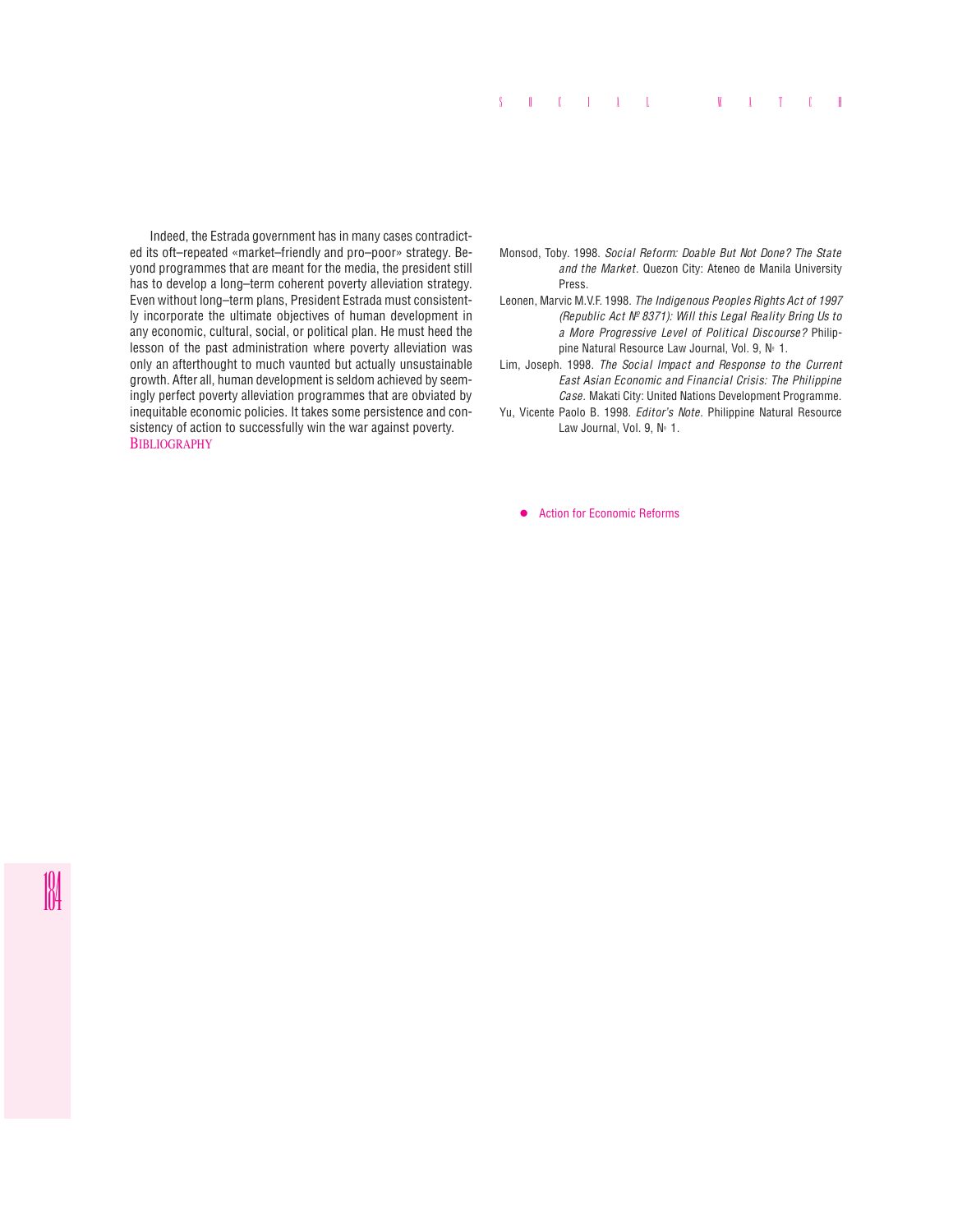Indeed, the Estrada government has in many cases contradicted its oft–repeated «market–friendly and pro–poor» strategy. Beyond programmes that are meant for the media, the president still has to develop a long–term coherent poverty alleviation strategy. Even without long–term plans, President Estrada must consistently incorporate the ultimate objectives of human development in any economic, cultural, social, or political plan. He must heed the lesson of the past administration where poverty alleviation was only an afterthought to much vaunted but actually unsustainable growth. After all, human development is seldom achieved by seemingly perfect poverty alleviation programmes that are obviated by inequitable economic policies. It takes some persistence and consistency of action to successfully win the war against poverty.

## BIBLIOGRAPHY

Monsod, Toby. 1998. *Social Reform: Doable But Not Done? The State and the Market.* Quezon City: Ateneo de Manila University Press.

Leonen, Marvic M.V.F. 1998. *The Indigenous Peoples Rights Act of 1997 (Republic Act Nº 8371): Will this Legal Reality Bring Us to a More Progressive Level of Political Discourse?* Philippine Natural Resource Law Journal, Vol. 9, Nº 1.

Lim, Joseph. 1998. *The Social Impact and Response to the Current East Asian Economic and Financial Crisis: The Philippine Case.* Makati City: United Nations Development Programme.

Yu, Vicente Paolo B. 1998. *Editor's Note.* Philippine Natural Resource Law Journal, Vol. 9, Nº 1.

● Action for Economic Reforms